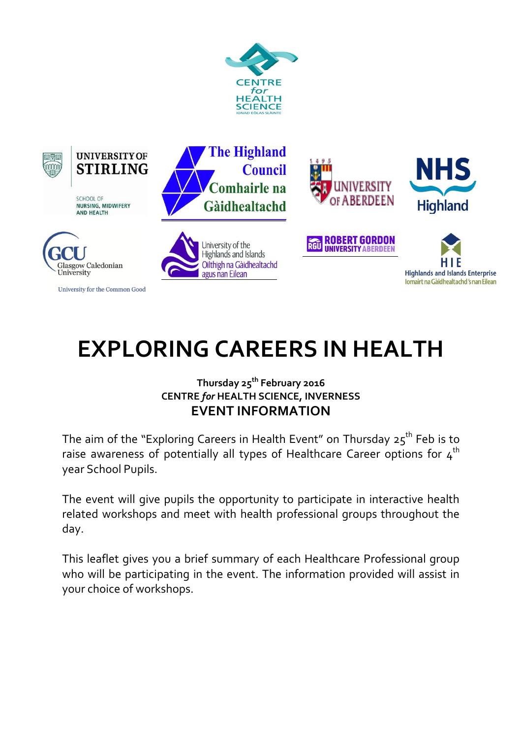# EXPLORING CAREERS IN HEALTH

**Thursday 25th February 2016**
**CENTRE *for* HEALTH SCIENCE, INVERNESS**

## EVENT INFORMATION

The aim of the "Exploring Careers in Health Event" on Thursday 25th Feb is to raise awareness of potentially all types of Healthcare Career options for 4th year School Pupils.

The event will give pupils the opportunity to participate in interactive health related workshops and meet with health professional groups throughout the day.

This leaflet gives you a brief summary of each Healthcare Professional group who will be participating in the event. The information provided will assist in your choice of workshops.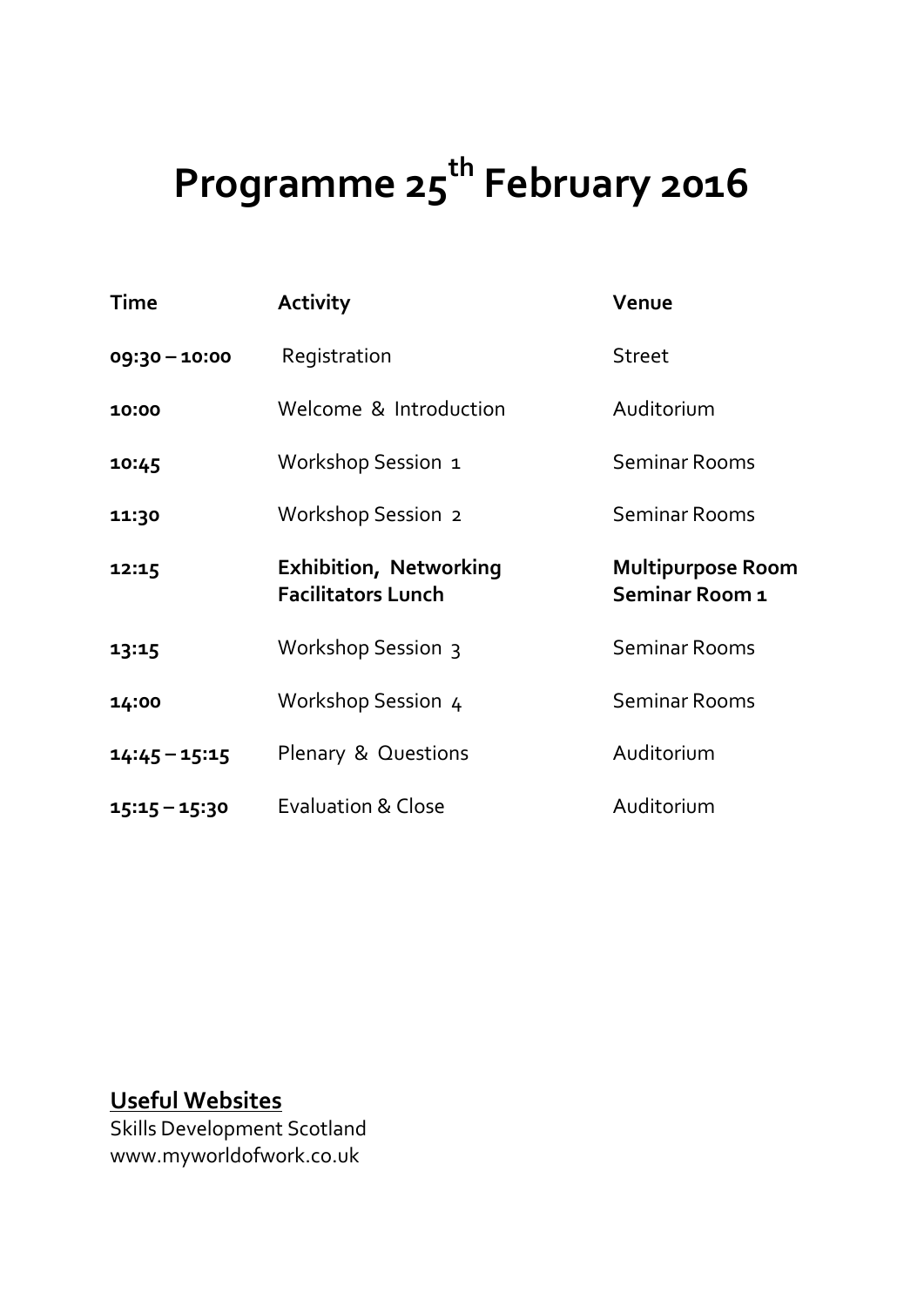# Programme 25th February 2016

| **Time** | **Activity** | **Venue** |
|---|---|---|
| **09:30 – 10:00** | Registration | Street |
| **10:00** | Welcome & Introduction | Auditorium |
| **10:45** | Workshop Session 1 | Seminar Rooms |
| **11:30** | Workshop Session 2 | Seminar Rooms |
| **12:15** | **Exhibition, Networking**<br>**Facilitators Lunch** | **Multipurpose Room**<br>**Seminar Room 1** |
| **13:15** | Workshop Session 3 | Seminar Rooms |
| **14:00** | Workshop Session 4 | Seminar Rooms |
| **14:45 – 15:15** | Plenary & Questions | Auditorium |
| **15:15 – 15:30** | Evaluation & Close | Auditorium |

**Useful Websites**

Skills Development Scotland
www.myworldofwork.co.uk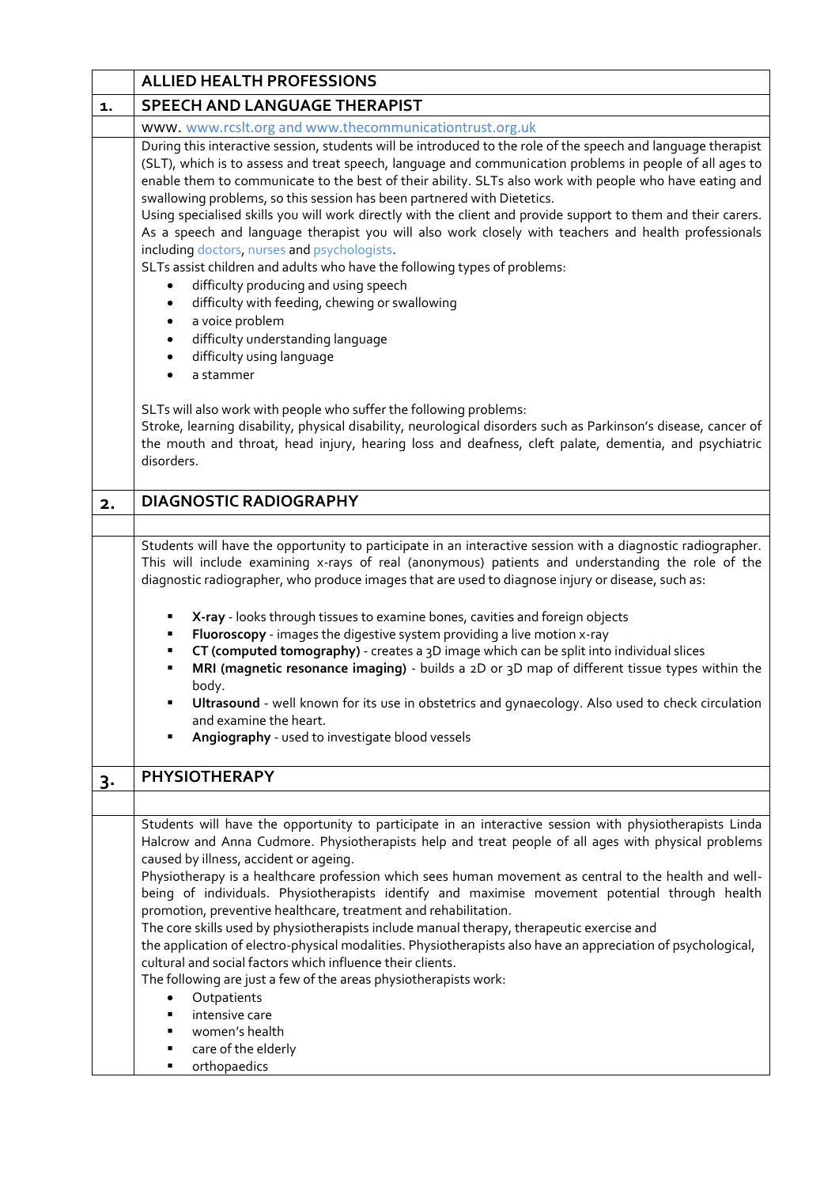## ALLIED HEALTH PROFESSIONS

## 1. SPEECH AND LANGUAGE THERAPIST

www. www.rcslt.org and www.thecommunicationtrust.org.uk

During this interactive session, students will be introduced to the role of the speech and language therapist (SLT), which is to assess and treat speech, language and communication problems in people of all ages to enable them to communicate to the best of their ability. SLTs also work with people who have eating and swallowing problems, so this session has been partnered with Dietetics.

Using specialised skills you will work directly with the client and provide support to them and their carers. As a speech and language therapist you will also work closely with teachers and health professionals including doctors, nurses and psychologists.

SLTs assist children and adults who have the following types of problems:

- difficulty producing and using speech
- difficulty with feeding, chewing or swallowing
- a voice problem
- difficulty understanding language
- difficulty using language
- a stammer

SLTs will also work with people who suffer the following problems:

Stroke, learning disability, physical disability, neurological disorders such as Parkinson's disease, cancer of the mouth and throat, head injury, hearing loss and deafness, cleft palate, dementia, and psychiatric disorders.

## 2. DIAGNOSTIC RADIOGRAPHY

Students will have the opportunity to participate in an interactive session with a diagnostic radiographer. This will include examining x-rays of real (anonymous) patients and understanding the role of the diagnostic radiographer, who produce images that are used to diagnose injury or disease, such as:

- **X-ray** - looks through tissues to examine bones, cavities and foreign objects
- **Fluoroscopy** - images the digestive system providing a live motion x-ray
- **CT (computed tomography)** - creates a 3D image which can be split into individual slices
- **MRI (magnetic resonance imaging)** - builds a 2D or 3D map of different tissue types within the body.
- **Ultrasound** - well known for its use in obstetrics and gynaecology. Also used to check circulation and examine the heart.
- **Angiography** - used to investigate blood vessels

## 3. PHYSIOTHERAPY

Students will have the opportunity to participate in an interactive session with physiotherapists Linda Halcrow and Anna Cudmore. Physiotherapists help and treat people of all ages with physical problems caused by illness, accident or ageing.

Physiotherapy is a healthcare profession which sees human movement as central to the health and well-being of individuals. Physiotherapists identify and maximise movement potential through health promotion, preventive healthcare, treatment and rehabilitation.

The core skills used by physiotherapists include manual therapy, therapeutic exercise and the application of electro-physical modalities. Physiotherapists also have an appreciation of psychological, cultural and social factors which influence their clients.

The following are just a few of the areas physiotherapists work:

- Outpatients
- intensive care
- women's health
- care of the elderly
- orthopaedics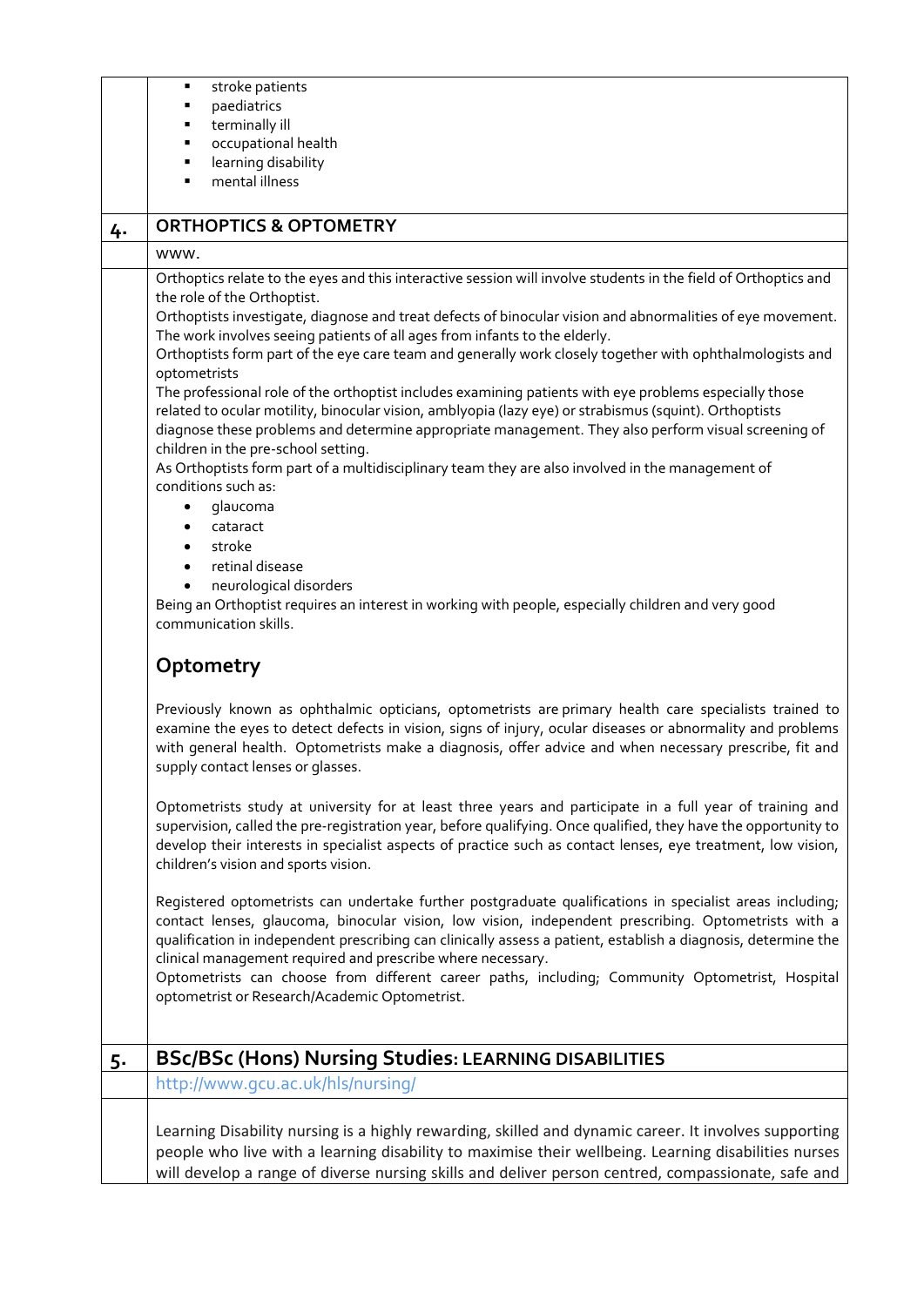- stroke patients
- paediatrics
- terminally ill
- occupational health
- learning disability
- mental illness

## 4. ORTHOPTICS & OPTOMETRY

www.

Orthoptics relate to the eyes and this interactive session will involve students in the field of Orthoptics and the role of the Orthoptist.

Orthoptists investigate, diagnose and treat defects of binocular vision and abnormalities of eye movement. The work involves seeing patients of all ages from infants to the elderly.

Orthoptists form part of the eye care team and generally work closely together with ophthalmologists and optometrists

The professional role of the orthoptist includes examining patients with eye problems especially those related to ocular motility, binocular vision, amblyopia (lazy eye) or strabismus (squint). Orthoptists diagnose these problems and determine appropriate management. They also perform visual screening of children in the pre-school setting.

As Orthoptists form part of a multidisciplinary team they are also involved in the management of conditions such as:

- glaucoma
- cataract
- stroke
- retinal disease
- neurological disorders

Being an Orthoptist requires an interest in working with people, especially children and very good communication skills.

### Optometry

Previously known as ophthalmic opticians, optometrists are primary health care specialists trained to examine the eyes to detect defects in vision, signs of injury, ocular diseases or abnormality and problems with general health. Optometrists make a diagnosis, offer advice and when necessary prescribe, fit and supply contact lenses or glasses.

Optometrists study at university for at least three years and participate in a full year of training and supervision, called the pre-registration year, before qualifying. Once qualified, they have the opportunity to develop their interests in specialist aspects of practice such as contact lenses, eye treatment, low vision, children's vision and sports vision.

Registered optometrists can undertake further postgraduate qualifications in specialist areas including; contact lenses, glaucoma, binocular vision, low vision, independent prescribing. Optometrists with a qualification in independent prescribing can clinically assess a patient, establish a diagnosis, determine the clinical management required and prescribe where necessary.

Optometrists can choose from different career paths, including; Community Optometrist, Hospital optometrist or Research/Academic Optometrist.

## 5. BSc/BSc (Hons) Nursing Studies: LEARNING DISABILITIES

http://www.gcu.ac.uk/hls/nursing/

Learning Disability nursing is a highly rewarding, skilled and dynamic career. It involves supporting people who live with a learning disability to maximise their wellbeing. Learning disabilities nurses will develop a range of diverse nursing skills and deliver person centred, compassionate, safe and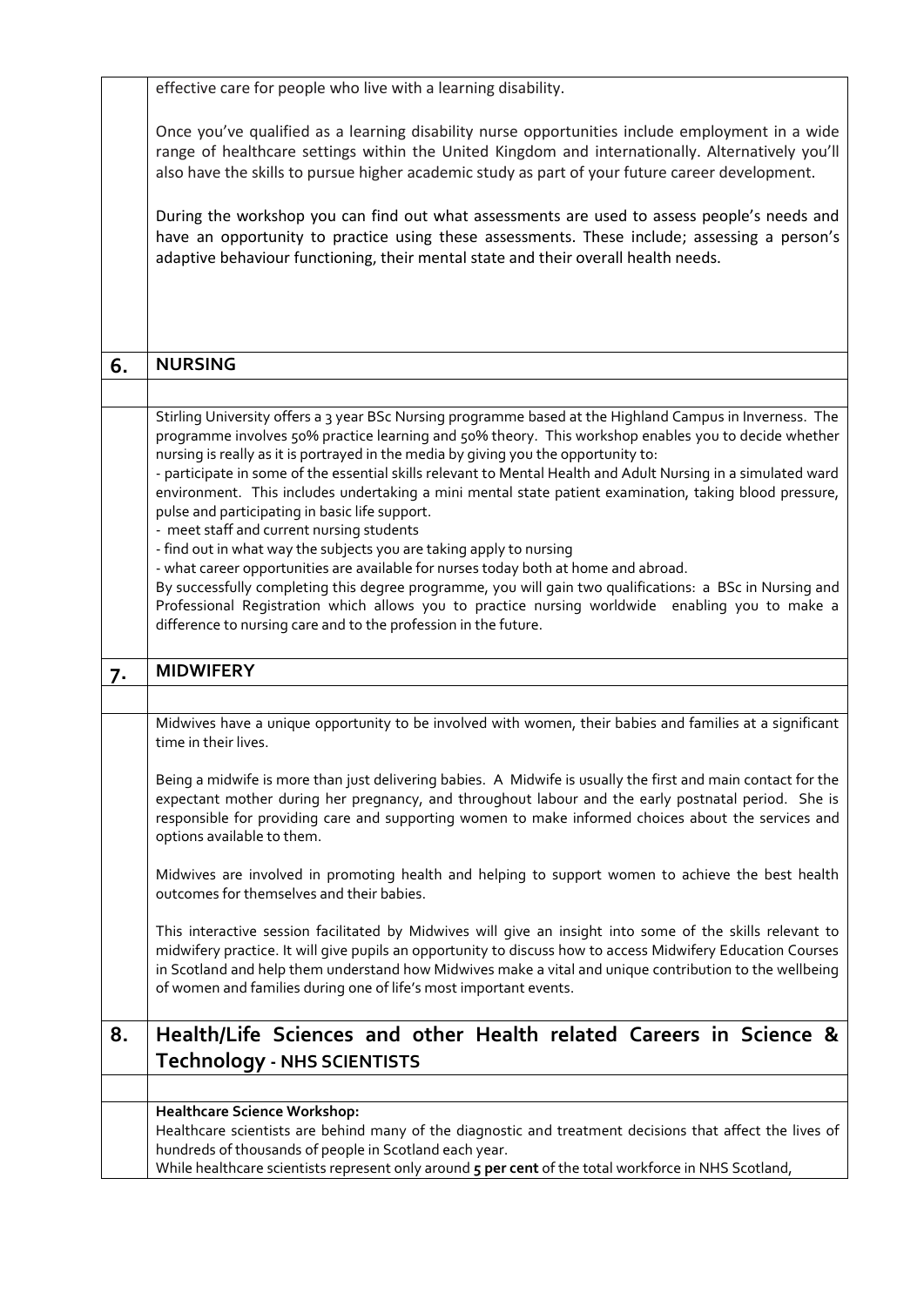effective care for people who live with a learning disability.

Once you've qualified as a learning disability nurse opportunities include employment in a wide range of healthcare settings within the United Kingdom and internationally. Alternatively you'll also have the skills to pursue higher academic study as part of your future career development.

During the workshop you can find out what assessments are used to assess people's needs and have an opportunity to practice using these assessments. These include; assessing a person's adaptive behaviour functioning, their mental state and their overall health needs.

## 6. NURSING

Stirling University offers a 3 year BSc Nursing programme based at the Highland Campus in Inverness. The programme involves 50% practice learning and 50% theory. This workshop enables you to decide whether nursing is really as it is portrayed in the media by giving you the opportunity to:

- participate in some of the essential skills relevant to Mental Health and Adult Nursing in a simulated ward environment. This includes undertaking a mini mental state patient examination, taking blood pressure, pulse and participating in basic life support.
- meet staff and current nursing students
- find out in what way the subjects you are taking apply to nursing
- what career opportunities are available for nurses today both at home and abroad.

By successfully completing this degree programme, you will gain two qualifications: a BSc in Nursing and Professional Registration which allows you to practice nursing worldwide enabling you to make a difference to nursing care and to the profession in the future.

## 7. MIDWIFERY

Midwives have a unique opportunity to be involved with women, their babies and families at a significant time in their lives.

Being a midwife is more than just delivering babies. A Midwife is usually the first and main contact for the expectant mother during her pregnancy, and throughout labour and the early postnatal period. She is responsible for providing care and supporting women to make informed choices about the services and options available to them.

Midwives are involved in promoting health and helping to support women to achieve the best health outcomes for themselves and their babies.

This interactive session facilitated by Midwives will give an insight into some of the skills relevant to midwifery practice. It will give pupils an opportunity to discuss how to access Midwifery Education Courses in Scotland and help them understand how Midwives make a vital and unique contribution to the wellbeing of women and families during one of life's most important events.

## 8. Health/Life Sciences and other Health related Careers in Science & Technology - NHS SCIENTISTS

**Healthcare Science Workshop:**

Healthcare scientists are behind many of the diagnostic and treatment decisions that affect the lives of hundreds of thousands of people in Scotland each year.

While healthcare scientists represent only around **5 per cent** of the total workforce in NHS Scotland,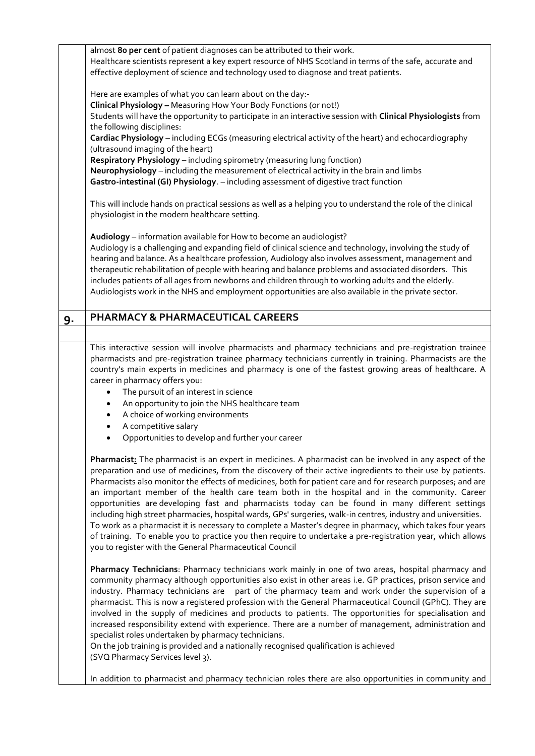almost **80 per cent** of patient diagnoses can be attributed to their work.
Healthcare scientists represent a key expert resource of NHS Scotland in terms of the safe, accurate and effective deployment of science and technology used to diagnose and treat patients.

Here are examples of what you can learn about on the day:-
**Clinical Physiology –** Measuring How Your Body Functions (or not!)
Students will have the opportunity to participate in an interactive session with **Clinical Physiologists** from the following disciplines:
**Cardiac Physiology** – including ECGs (measuring electrical activity of the heart) and echocardiography (ultrasound imaging of the heart)
**Respiratory Physiology** – including spirometry (measuring lung function)
**Neurophysiology** – including the measurement of electrical activity in the brain and limbs
**Gastro-intestinal (GI) Physiology**. – including assessment of digestive tract function

This will include hands on practical sessions as well as a helping you to understand the role of the clinical physiologist in the modern healthcare setting.

**Audiology** – information available for How to become an audiologist?
Audiology is a challenging and expanding field of clinical science and technology, involving the study of hearing and balance. As a healthcare profession, Audiology also involves assessment, management and therapeutic rehabilitation of people with hearing and balance problems and associated disorders. This includes patients of all ages from newborns and children through to working adults and the elderly. Audiologists work in the NHS and employment opportunities are also available in the private sector.

## 9. PHARMACY & PHARMACEUTICAL CAREERS

This interactive session will involve pharmacists and pharmacy technicians and pre-registration trainee pharmacists and pre-registration trainee pharmacy technicians currently in training. Pharmacists are the country's main experts in medicines and pharmacy is one of the fastest growing areas of healthcare. A career in pharmacy offers you:

- The pursuit of an interest in science
- An opportunity to join the NHS healthcare team
- A choice of working environments
- A competitive salary
- Opportunities to develop and further your career

**Pharmacist:** The pharmacist is an expert in medicines. A pharmacist can be involved in any aspect of the preparation and use of medicines, from the discovery of their active ingredients to their use by patients. Pharmacists also monitor the effects of medicines, both for patient care and for research purposes; and are an important member of the health care team both in the hospital and in the community. Career opportunities are developing fast and pharmacists today can be found in many different settings including high street pharmacies, hospital wards, GPs' surgeries, walk-in centres, industry and universities. To work as a pharmacist it is necessary to complete a Master's degree in pharmacy, which takes four years of training. To enable you to practice you then require to undertake a pre-registration year, which allows you to register with the General Pharmaceutical Council

**Pharmacy Technicians**: Pharmacy technicians work mainly in one of two areas, hospital pharmacy and community pharmacy although opportunities also exist in other areas i.e. GP practices, prison service and industry. Pharmacy technicians are part of the pharmacy team and work under the supervision of a pharmacist. This is now a registered profession with the General Pharmaceutical Council (GPhC). They are involved in the supply of medicines and products to patients. The opportunities for specialisation and increased responsibility extend with experience. There are a number of management, administration and specialist roles undertaken by pharmacy technicians.
On the job training is provided and a nationally recognised qualification is achieved (SVQ Pharmacy Services level 3).

In addition to pharmacist and pharmacy technician roles there are also opportunities in community and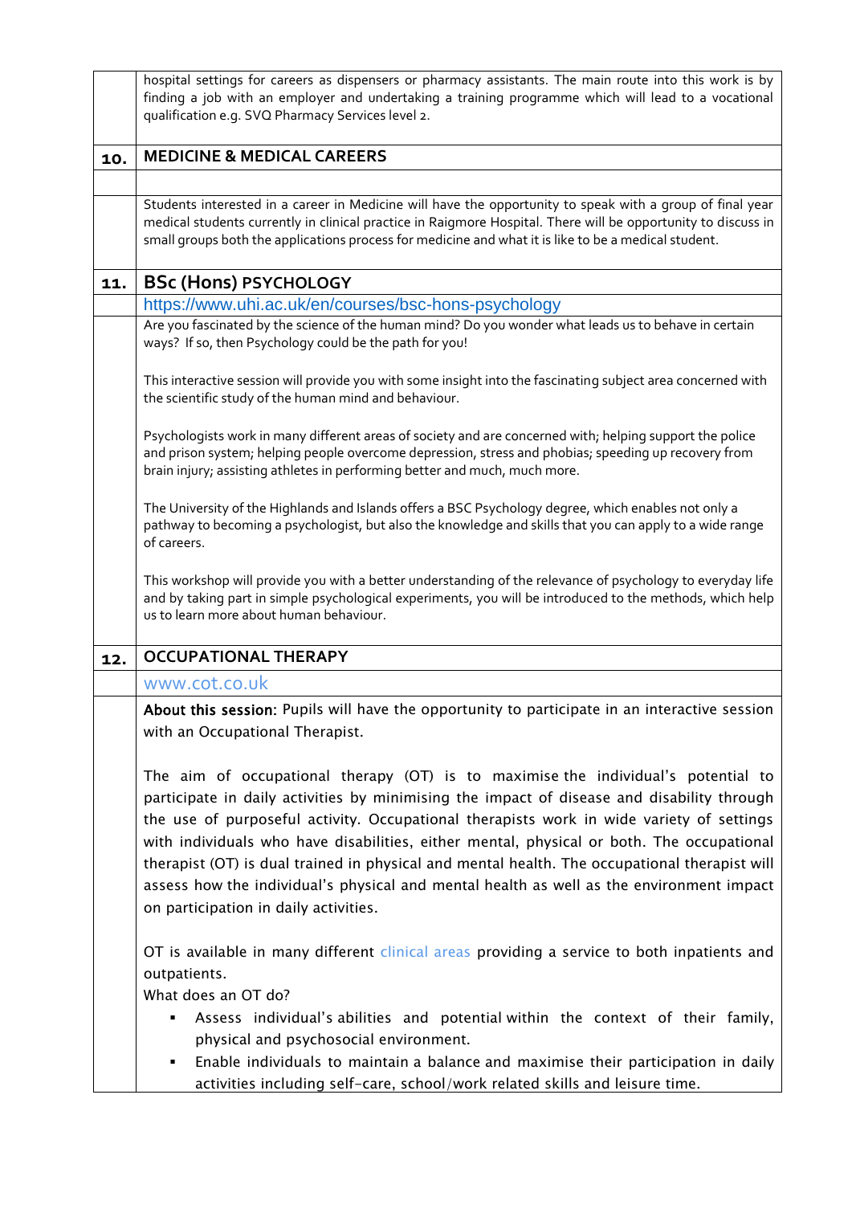hospital settings for careers as dispensers or pharmacy assistants. The main route into this work is by finding a job with an employer and undertaking a training programme which will lead to a vocational qualification e.g. SVQ Pharmacy Services level 2.

## 10. MEDICINE & MEDICAL CAREERS

Students interested in a career in Medicine will have the opportunity to speak with a group of final year medical students currently in clinical practice in Raigmore Hospital. There will be opportunity to discuss in small groups both the applications process for medicine and what it is like to be a medical student.

## 11. BSc (Hons) PSYCHOLOGY

https://www.uhi.ac.uk/en/courses/bsc-hons-psychology

Are you fascinated by the science of the human mind? Do you wonder what leads us to behave in certain ways? If so, then Psychology could be the path for you!

This interactive session will provide you with some insight into the fascinating subject area concerned with the scientific study of the human mind and behaviour.

Psychologists work in many different areas of society and are concerned with; helping support the police and prison system; helping people overcome depression, stress and phobias; speeding up recovery from brain injury; assisting athletes in performing better and much, much more.

The University of the Highlands and Islands offers a BSC Psychology degree, which enables not only a pathway to becoming a psychologist, but also the knowledge and skills that you can apply to a wide range of careers.

This workshop will provide you with a better understanding of the relevance of psychology to everyday life and by taking part in simple psychological experiments, you will be introduced to the methods, which help us to learn more about human behaviour.

## 12. OCCUPATIONAL THERAPY

www.cot.co.uk

**About this session:** Pupils will have the opportunity to participate in an interactive session with an Occupational Therapist.

The aim of occupational therapy (OT) is to maximise the individual's potential to participate in daily activities by minimising the impact of disease and disability through the use of purposeful activity. Occupational therapists work in wide variety of settings with individuals who have disabilities, either mental, physical or both. The occupational therapist (OT) is dual trained in physical and mental health. The occupational therapist will assess how the individual's physical and mental health as well as the environment impact on participation in daily activities.

OT is available in many different clinical areas providing a service to both inpatients and outpatients.

What does an OT do?

- Assess individual's abilities and potential within the context of their family, physical and psychosocial environment.
- Enable individuals to maintain a balance and maximise their participation in daily activities including self-care, school/work related skills and leisure time.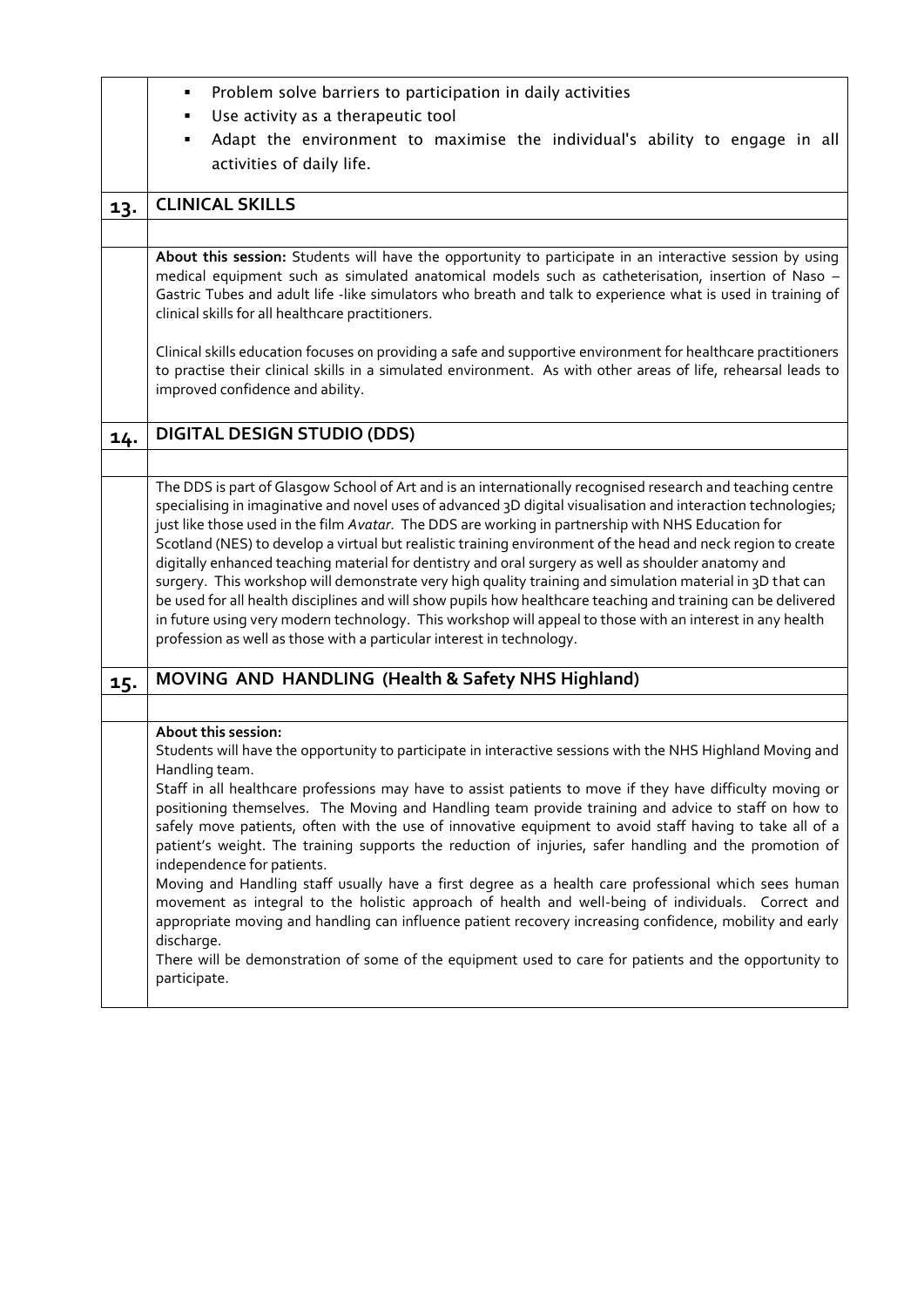- Problem solve barriers to participation in daily activities
- Use activity as a therapeutic tool
- Adapt the environment to maximise the individual's ability to engage in all activities of daily life.

## 13. CLINICAL SKILLS

**About this session:** Students will have the opportunity to participate in an interactive session by using medical equipment such as simulated anatomical models such as catheterisation, insertion of Naso – Gastric Tubes and adult life -like simulators who breath and talk to experience what is used in training of clinical skills for all healthcare practitioners.

Clinical skills education focuses on providing a safe and supportive environment for healthcare practitioners to practise their clinical skills in a simulated environment. As with other areas of life, rehearsal leads to improved confidence and ability.

## 14. DIGITAL DESIGN STUDIO (DDS)

The DDS is part of Glasgow School of Art and is an internationally recognised research and teaching centre specialising in imaginative and novel uses of advanced 3D digital visualisation and interaction technologies; just like those used in the film *Avatar*. The DDS are working in partnership with NHS Education for Scotland (NES) to develop a virtual but realistic training environment of the head and neck region to create digitally enhanced teaching material for dentistry and oral surgery as well as shoulder anatomy and surgery. This workshop will demonstrate very high quality training and simulation material in 3D that can be used for all health disciplines and will show pupils how healthcare teaching and training can be delivered in future using very modern technology. This workshop will appeal to those with an interest in any health profession as well as those with a particular interest in technology.

## 15. MOVING AND HANDLING (Health & Safety NHS Highland)

**About this session:**

Students will have the opportunity to participate in interactive sessions with the NHS Highland Moving and Handling team.

Staff in all healthcare professions may have to assist patients to move if they have difficulty moving or positioning themselves. The Moving and Handling team provide training and advice to staff on how to safely move patients, often with the use of innovative equipment to avoid staff having to take all of a patient's weight. The training supports the reduction of injuries, safer handling and the promotion of independence for patients.

Moving and Handling staff usually have a first degree as a health care professional which sees human movement as integral to the holistic approach of health and well-being of individuals. Correct and appropriate moving and handling can influence patient recovery increasing confidence, mobility and early discharge.

There will be demonstration of some of the equipment used to care for patients and the opportunity to participate.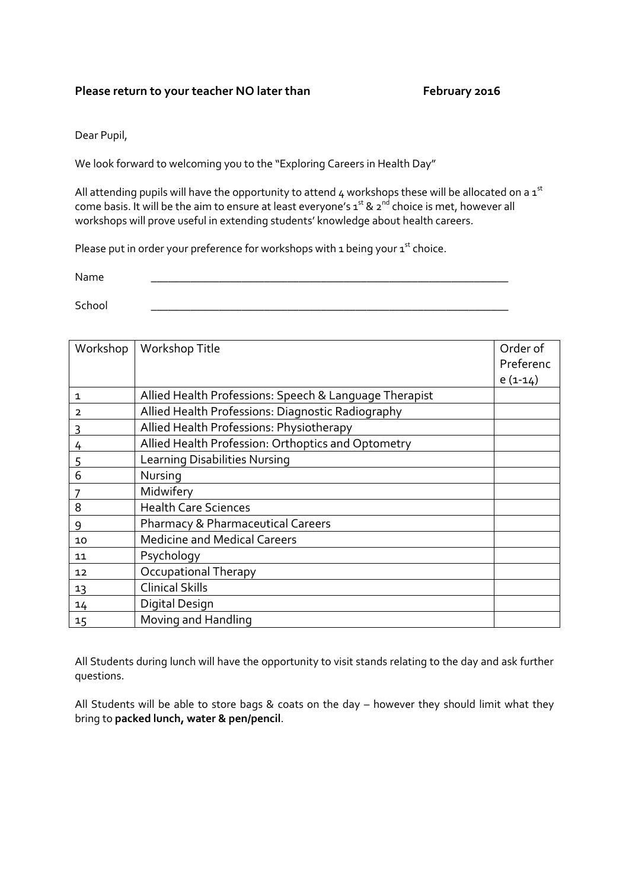**Please return to your teacher NO later than February 2016**

Dear Pupil,

We look forward to welcoming you to the "Exploring Careers in Health Day"

All attending pupils will have the opportunity to attend 4 workshops these will be allocated on a 1st come basis. It will be the aim to ensure at least everyone's 1st & 2nd choice is met, however all workshops will prove useful in extending students' knowledge about health careers.

Please put in order your preference for workshops with 1 being your 1st choice.

Name ______________________________________________________________

School ______________________________________________________________

| Workshop | Workshop Title | Order of Preference (1-14) |
|---|---|---|
| 1 | Allied Health Professions: Speech & Language Therapist | |
| 2 | Allied Health Professions: Diagnostic Radiography | |
| 3 | Allied Health Professions: Physiotherapy | |
| 4 | Allied Health Profession: Orthoptics and Optometry | |
| 5 | Learning Disabilities Nursing | |
| 6 | Nursing | |
| 7 | Midwifery | |
| 8 | Health Care Sciences | |
| 9 | Pharmacy & Pharmaceutical Careers | |
| 10 | Medicine and Medical Careers | |
| 11 | Psychology | |
| 12 | Occupational Therapy | |
| 13 | Clinical Skills | |
| 14 | Digital Design | |
| 15 | Moving and Handling | |

All Students during lunch will have the opportunity to visit stands relating to the day and ask further questions.

All Students will be able to store bags & coats on the day – however they should limit what they bring to **packed lunch, water & pen/pencil**.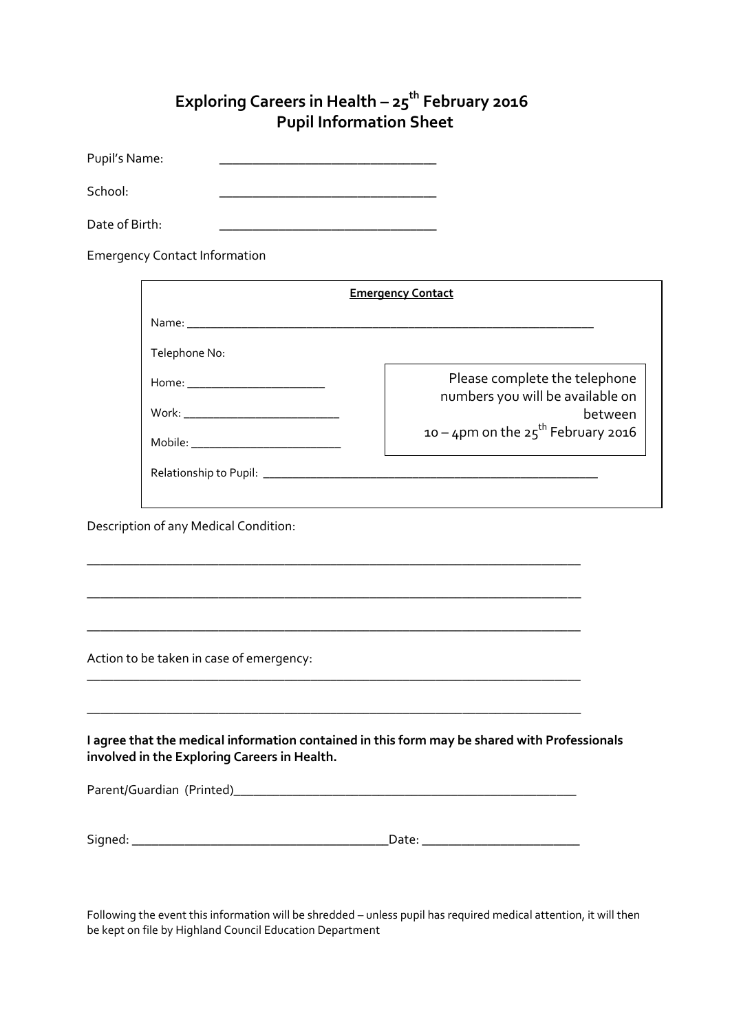# Exploring Careers in Health – 25th February 2016
## Pupil Information Sheet

Pupil's Name: ________________________________

School: ________________________________

Date of Birth: ________________________________

Emergency Contact Information

**Emergency Contact**

Name: ____________________________________________________________________

Telephone No:

Home: ______________________

Work: ________________________

Mobile: ________________________

Please complete the telephone numbers you will be available on between 10 – 4pm on the 25th February 2016

Relationship to Pupil: ________________________________________________________

Description of any Medical Condition:

___________________________________________________________________________

___________________________________________________________________________

___________________________________________________________________________

Action to be taken in case of emergency:

___________________________________________________________________________

___________________________________________________________________________

**I agree that the medical information contained in this form may be shared with Professionals involved in the Exploring Careers in Health.**

Parent/Guardian (Printed)_____________________________________________________

Signed: _____________________________________Date: _______________________

Following the event this information will be shredded – unless pupil has required medical attention, it will then be kept on file by Highland Council Education Department